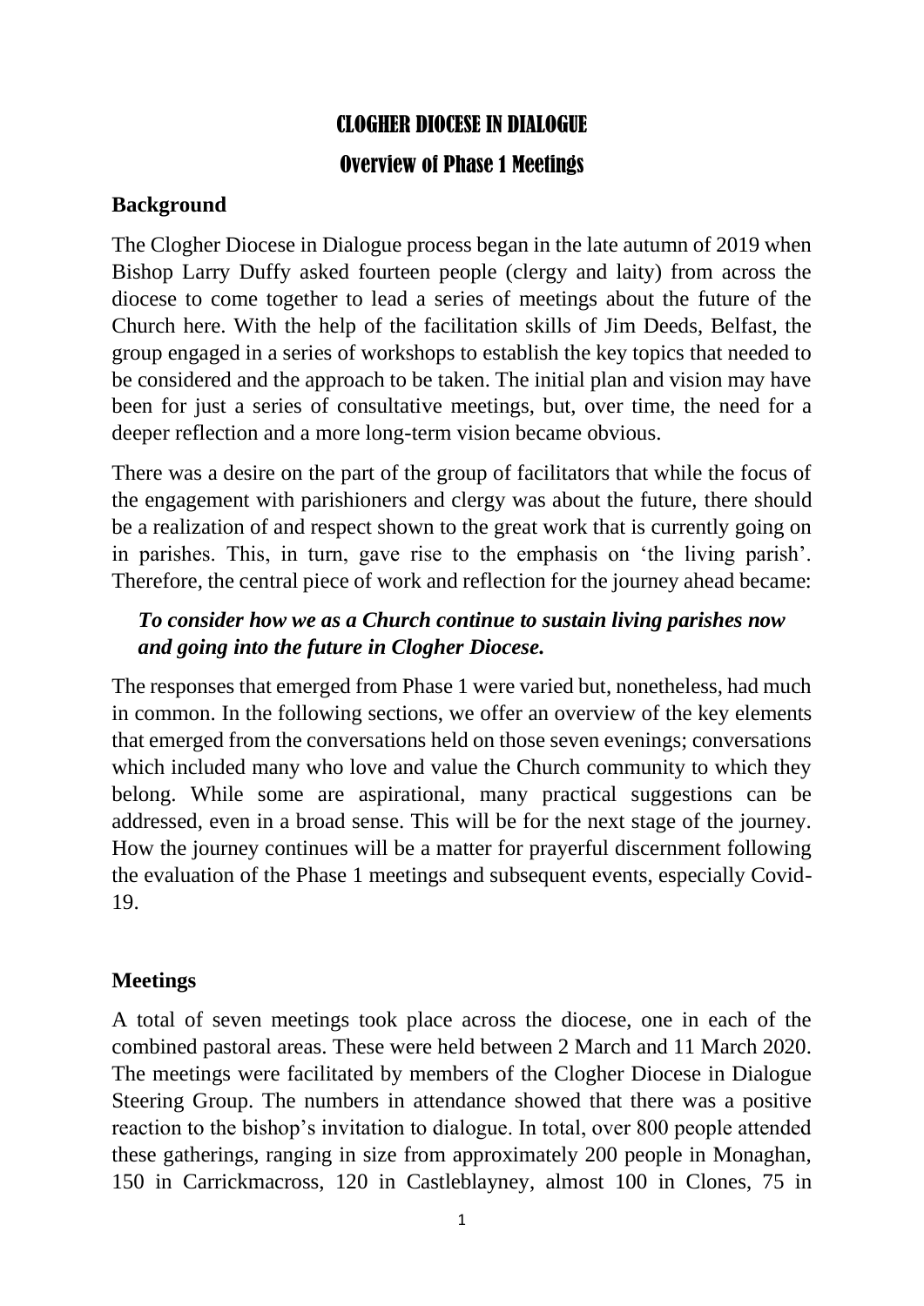# CLOGHER DIOCESE IN DIALOGUE

## Overview of Phase 1 Meetings

### Background

The Clogher Diocese in Dialogue process began in the late autumn of 2019 when Bishop Larry Duffy asked fourteen people (clergy and laity) from across the diocese to come together to lead a series of meetings about the future of the Church here. With the help of the facilitation skills of Jim Deeds, Belfast, the group engaged in a series of workshops to establish the key topics that needed to be considered and the approach to be taken. The initial plan and vision may have been for just a series of consultative meetings, but, over time, the need for a deeper reflection and a more long-term vision became obvious.

There was a desire on the part of the group of facilitators that while the focus of the engagement with parishioners and clergy was about the future, there should be a realization of and respect shown to the great work that is currently going on in parishes. This, in turn, gave rise to the emphasis on 'the living parish'. Therefore, the central piece of work and reflection for the journey ahead became:

***To consider how we as a Church continue to sustain living parishes now and going into the future in Clogher Diocese.***

The responses that emerged from Phase 1 were varied but, nonetheless, had much in common. In the following sections, we offer an overview of the key elements that emerged from the conversations held on those seven evenings; conversations which included many who love and value the Church community to which they belong. While some are aspirational, many practical suggestions can be addressed, even in a broad sense. This will be for the next stage of the journey. How the journey continues will be a matter for prayerful discernment following the evaluation of the Phase 1 meetings and subsequent events, especially Covid-19.

### Meetings

A total of seven meetings took place across the diocese, one in each of the combined pastoral areas. These were held between 2 March and 11 March 2020. The meetings were facilitated by members of the Clogher Diocese in Dialogue Steering Group. The numbers in attendance showed that there was a positive reaction to the bishop's invitation to dialogue. In total, over 800 people attended these gatherings, ranging in size from approximately 200 people in Monaghan, 150 in Carrickmacross, 120 in Castleblayney, almost 100 in Clones, 75 in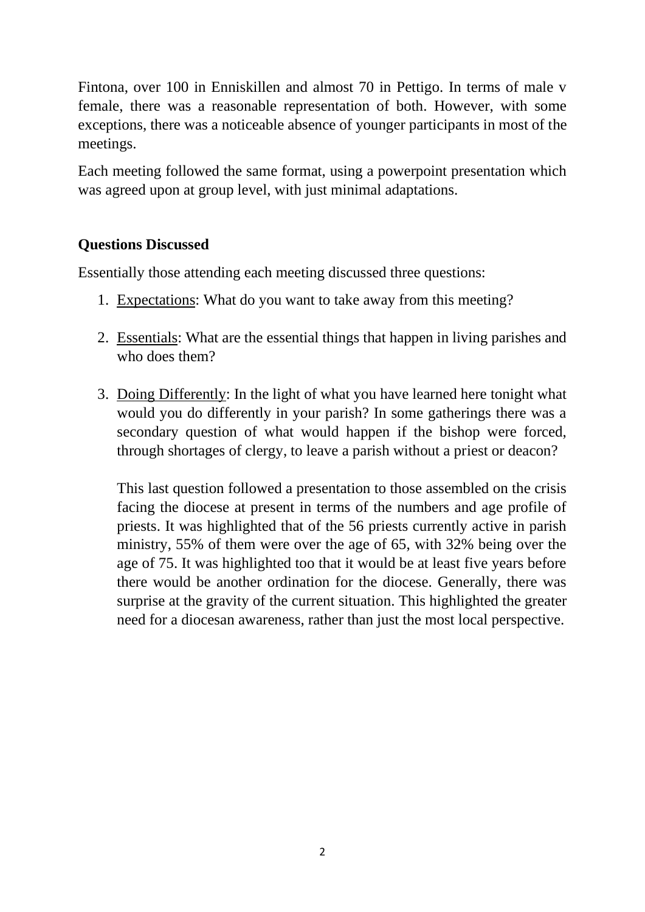Fintona, over 100 in Enniskillen and almost 70 in Pettigo. In terms of male v female, there was a reasonable representation of both. However, with some exceptions, there was a noticeable absence of younger participants in most of the meetings.

Each meeting followed the same format, using a powerpoint presentation which was agreed upon at group level, with just minimal adaptations.

**Questions Discussed**

Essentially those attending each meeting discussed three questions:

1. <u>Expectations</u>: What do you want to take away from this meeting?

2. <u>Essentials</u>: What are the essential things that happen in living parishes and who does them?

3. <u>Doing Differently</u>: In the light of what you have learned here tonight what would you do differently in your parish? In some gatherings there was a secondary question of what would happen if the bishop were forced, through shortages of clergy, to leave a parish without a priest or deacon?

   This last question followed a presentation to those assembled on the crisis facing the diocese at present in terms of the numbers and age profile of priests. It was highlighted that of the 56 priests currently active in parish ministry, 55% of them were over the age of 65, with 32% being over the age of 75. It was highlighted too that it would be at least five years before there would be another ordination for the diocese. Generally, there was surprise at the gravity of the current situation. This highlighted the greater need for a diocesan awareness, rather than just the most local perspective.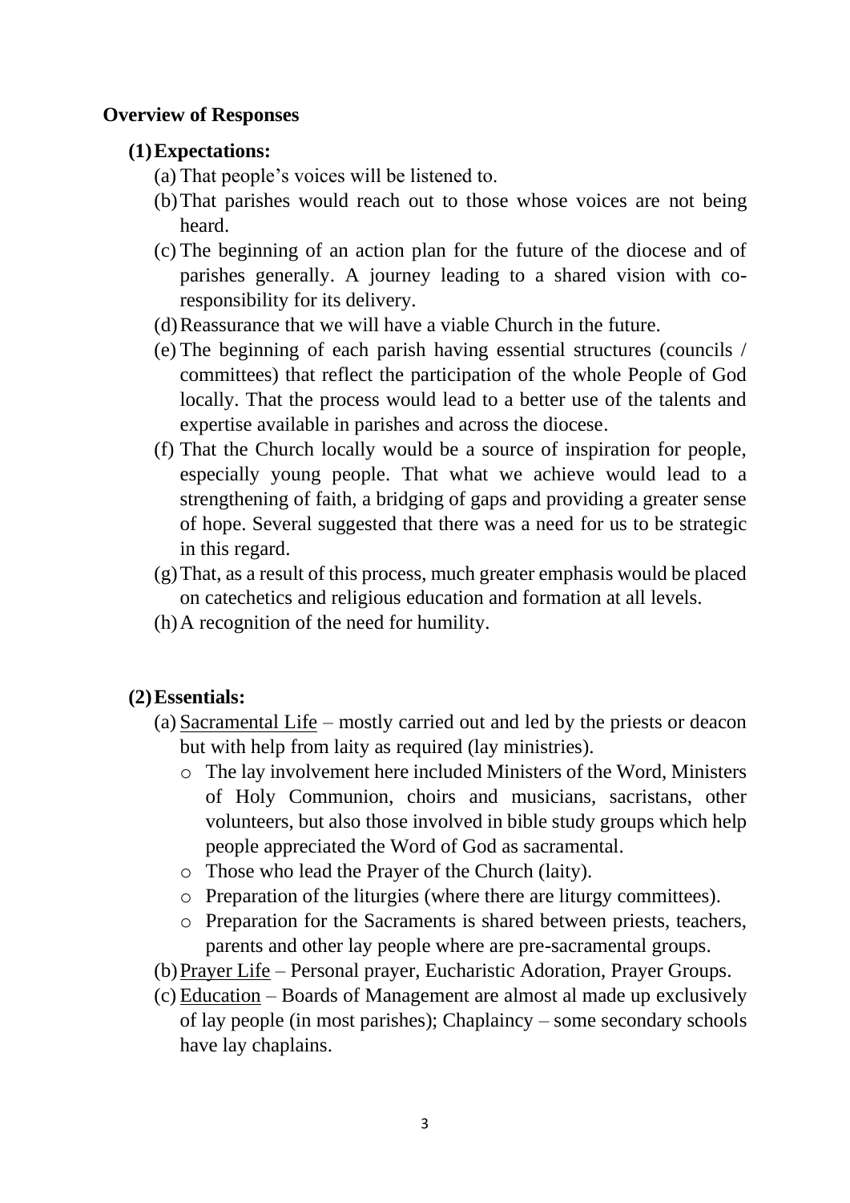**Overview of Responses**

**(1) Expectations:**

(a) That people's voices will be listened to.

(b) That parishes would reach out to those whose voices are not being heard.

(c) The beginning of an action plan for the future of the diocese and of parishes generally. A journey leading to a shared vision with co-responsibility for its delivery.

(d) Reassurance that we will have a viable Church in the future.

(e) The beginning of each parish having essential structures (councils / committees) that reflect the participation of the whole People of God locally. That the process would lead to a better use of the talents and expertise available in parishes and across the diocese.

(f) That the Church locally would be a source of inspiration for people, especially young people. That what we achieve would lead to a strengthening of faith, a bridging of gaps and providing a greater sense of hope. Several suggested that there was a need for us to be strategic in this regard.

(g) That, as a result of this process, much greater emphasis would be placed on catechetics and religious education and formation at all levels.

(h) A recognition of the need for humility.

**(2) Essentials:**

(a) <u>Sacramental Life</u> – mostly carried out and led by the priests or deacon but with help from laity as required (lay ministries).

- The lay involvement here included Ministers of the Word, Ministers of Holy Communion, choirs and musicians, sacristans, other volunteers, but also those involved in bible study groups which help people appreciated the Word of God as sacramental.
- Those who lead the Prayer of the Church (laity).
- Preparation of the liturgies (where there are liturgy committees).
- Preparation for the Sacraments is shared between priests, teachers, parents and other lay people where are pre-sacramental groups.

(b) <u>Prayer Life</u> – Personal prayer, Eucharistic Adoration, Prayer Groups.

(c) <u>Education</u> – Boards of Management are almost al made up exclusively of lay people (in most parishes); Chaplaincy – some secondary schools have lay chaplains.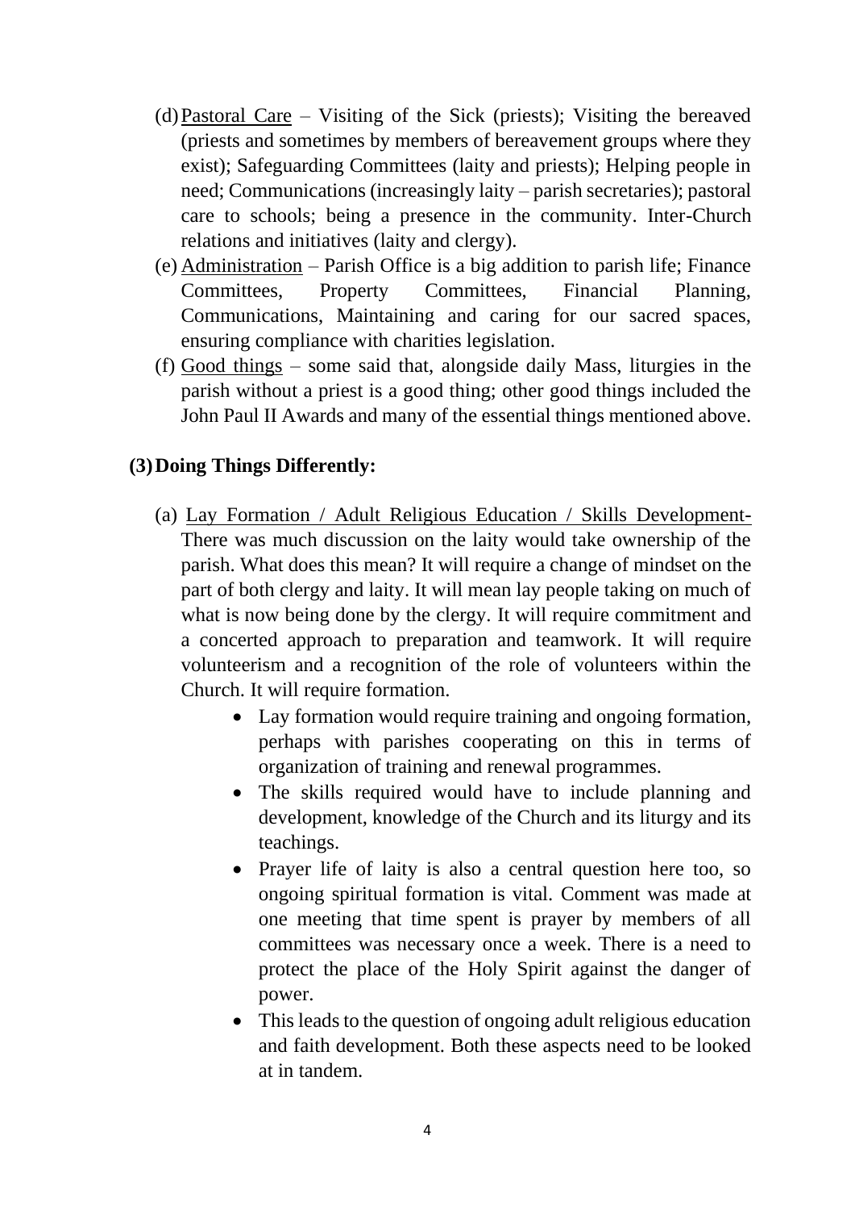(d) Pastoral Care – Visiting of the Sick (priests); Visiting the bereaved (priests and sometimes by members of bereavement groups where they exist); Safeguarding Committees (laity and priests); Helping people in need; Communications (increasingly laity – parish secretaries); pastoral care to schools; being a presence in the community. Inter-Church relations and initiatives (laity and clergy).

(e) Administration – Parish Office is a big addition to parish life; Finance Committees, Property Committees, Financial Planning, Communications, Maintaining and caring for our sacred spaces, ensuring compliance with charities legislation.

(f) Good things – some said that, alongside daily Mass, liturgies in the parish without a priest is a good thing; other good things included the John Paul II Awards and many of the essential things mentioned above.

## (3) Doing Things Differently:

(a) Lay Formation / Adult Religious Education / Skills Development- There was much discussion on the laity would take ownership of the parish. What does this mean? It will require a change of mindset on the part of both clergy and laity. It will mean lay people taking on much of what is now being done by the clergy. It will require commitment and a concerted approach to preparation and teamwork. It will require volunteerism and a recognition of the role of volunteers within the Church. It will require formation.

- Lay formation would require training and ongoing formation, perhaps with parishes cooperating on this in terms of organization of training and renewal programmes.
- The skills required would have to include planning and development, knowledge of the Church and its liturgy and its teachings.
- Prayer life of laity is also a central question here too, so ongoing spiritual formation is vital. Comment was made at one meeting that time spent is prayer by members of all committees was necessary once a week. There is a need to protect the place of the Holy Spirit against the danger of power.
- This leads to the question of ongoing adult religious education and faith development. Both these aspects need to be looked at in tandem.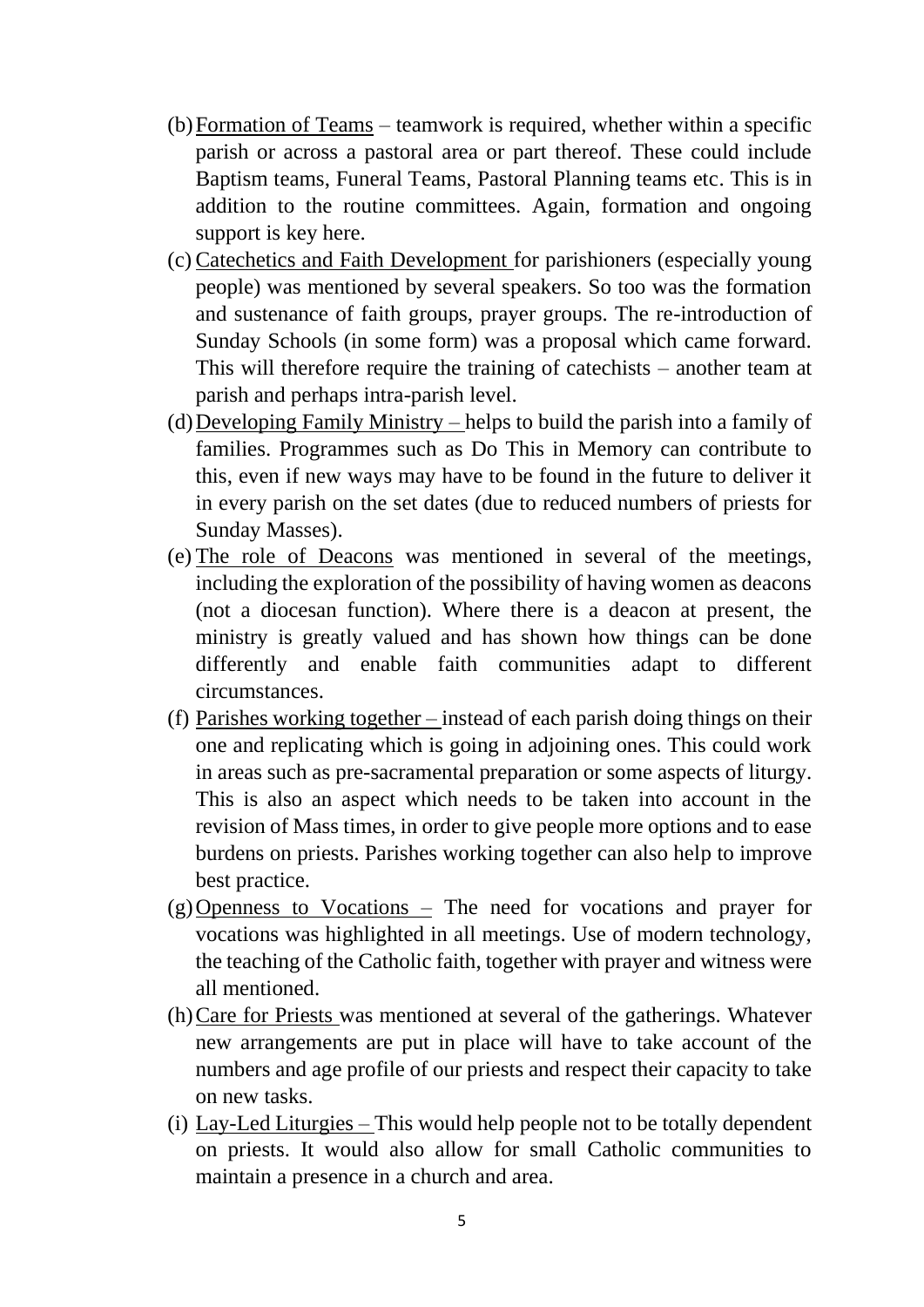(b) Formation of Teams – teamwork is required, whether within a specific parish or across a pastoral area or part thereof. These could include Baptism teams, Funeral Teams, Pastoral Planning teams etc. This is in addition to the routine committees. Again, formation and ongoing support is key here.

(c) Catechetics and Faith Development for parishioners (especially young people) was mentioned by several speakers. So too was the formation and sustenance of faith groups, prayer groups. The re-introduction of Sunday Schools (in some form) was a proposal which came forward. This will therefore require the training of catechists – another team at parish and perhaps intra-parish level.

(d) Developing Family Ministry – helps to build the parish into a family of families. Programmes such as Do This in Memory can contribute to this, even if new ways may have to be found in the future to deliver it in every parish on the set dates (due to reduced numbers of priests for Sunday Masses).

(e) The role of Deacons was mentioned in several of the meetings, including the exploration of the possibility of having women as deacons (not a diocesan function). Where there is a deacon at present, the ministry is greatly valued and has shown how things can be done differently and enable faith communities adapt to different circumstances.

(f) Parishes working together – instead of each parish doing things on their one and replicating which is going in adjoining ones. This could work in areas such as pre-sacramental preparation or some aspects of liturgy. This is also an aspect which needs to be taken into account in the revision of Mass times, in order to give people more options and to ease burdens on priests. Parishes working together can also help to improve best practice.

(g) Openness to Vocations – The need for vocations and prayer for vocations was highlighted in all meetings. Use of modern technology, the teaching of the Catholic faith, together with prayer and witness were all mentioned.

(h) Care for Priests was mentioned at several of the gatherings. Whatever new arrangements are put in place will have to take account of the numbers and age profile of our priests and respect their capacity to take on new tasks.

(i) Lay-Led Liturgies – This would help people not to be totally dependent on priests. It would also allow for small Catholic communities to maintain a presence in a church and area.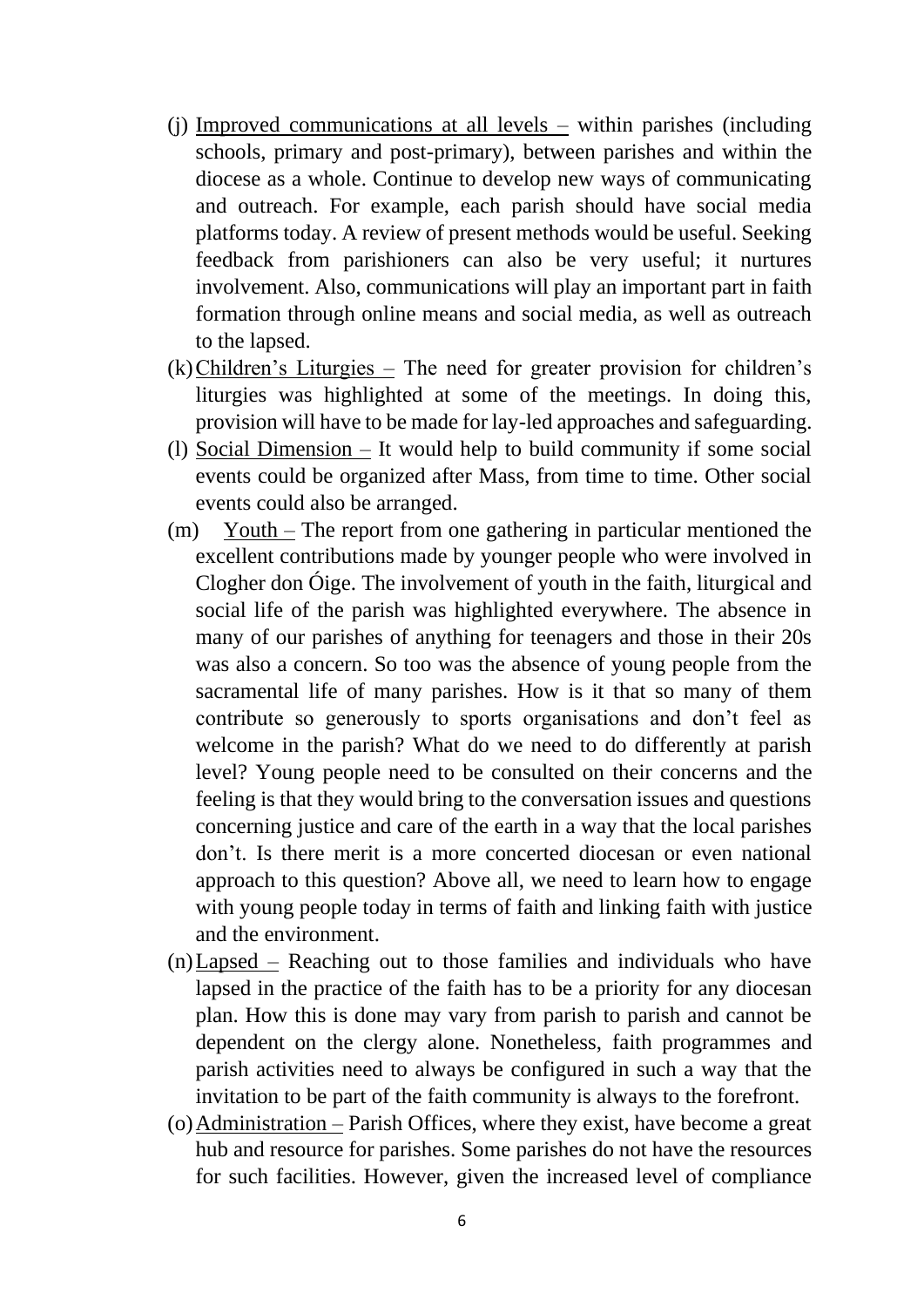(j) Improved communications at all levels – within parishes (including schools, primary and post-primary), between parishes and within the diocese as a whole. Continue to develop new ways of communicating and outreach. For example, each parish should have social media platforms today. A review of present methods would be useful. Seeking feedback from parishioners can also be very useful; it nurtures involvement. Also, communications will play an important part in faith formation through online means and social media, as well as outreach to the lapsed.

(k) Children's Liturgies – The need for greater provision for children's liturgies was highlighted at some of the meetings. In doing this, provision will have to be made for lay-led approaches and safeguarding.

(l) Social Dimension – It would help to build community if some social events could be organized after Mass, from time to time. Other social events could also be arranged.

(m) Youth – The report from one gathering in particular mentioned the excellent contributions made by younger people who were involved in Clogher don Óige. The involvement of youth in the faith, liturgical and social life of the parish was highlighted everywhere. The absence in many of our parishes of anything for teenagers and those in their 20s was also a concern. So too was the absence of young people from the sacramental life of many parishes. How is it that so many of them contribute so generously to sports organisations and don't feel as welcome in the parish? What do we need to do differently at parish level? Young people need to be consulted on their concerns and the feeling is that they would bring to the conversation issues and questions concerning justice and care of the earth in a way that the local parishes don't. Is there merit is a more concerted diocesan or even national approach to this question? Above all, we need to learn how to engage with young people today in terms of faith and linking faith with justice and the environment.

(n) Lapsed – Reaching out to those families and individuals who have lapsed in the practice of the faith has to be a priority for any diocesan plan. How this is done may vary from parish to parish and cannot be dependent on the clergy alone. Nonetheless, faith programmes and parish activities need to always be configured in such a way that the invitation to be part of the faith community is always to the forefront.

(o) Administration – Parish Offices, where they exist, have become a great hub and resource for parishes. Some parishes do not have the resources for such facilities. However, given the increased level of compliance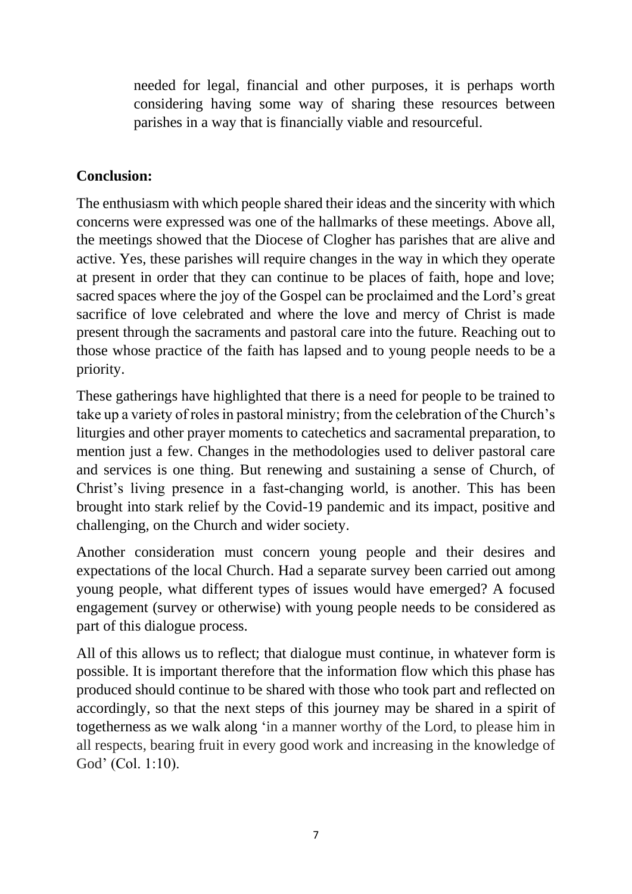needed for legal, financial and other purposes, it is perhaps worth considering having some way of sharing these resources between parishes in a way that is financially viable and resourceful.

**Conclusion:**

The enthusiasm with which people shared their ideas and the sincerity with which concerns were expressed was one of the hallmarks of these meetings. Above all, the meetings showed that the Diocese of Clogher has parishes that are alive and active. Yes, these parishes will require changes in the way in which they operate at present in order that they can continue to be places of faith, hope and love; sacred spaces where the joy of the Gospel can be proclaimed and the Lord's great sacrifice of love celebrated and where the love and mercy of Christ is made present through the sacraments and pastoral care into the future. Reaching out to those whose practice of the faith has lapsed and to young people needs to be a priority.

These gatherings have highlighted that there is a need for people to be trained to take up a variety of roles in pastoral ministry; from the celebration of the Church's liturgies and other prayer moments to catechetics and sacramental preparation, to mention just a few. Changes in the methodologies used to deliver pastoral care and services is one thing. But renewing and sustaining a sense of Church, of Christ's living presence in a fast-changing world, is another. This has been brought into stark relief by the Covid-19 pandemic and its impact, positive and challenging, on the Church and wider society.

Another consideration must concern young people and their desires and expectations of the local Church. Had a separate survey been carried out among young people, what different types of issues would have emerged? A focused engagement (survey or otherwise) with young people needs to be considered as part of this dialogue process.

All of this allows us to reflect; that dialogue must continue, in whatever form is possible. It is important therefore that the information flow which this phase has produced should continue to be shared with those who took part and reflected on accordingly, so that the next steps of this journey may be shared in a spirit of togetherness as we walk along 'in a manner worthy of the Lord, to please him in all respects, bearing fruit in every good work and increasing in the knowledge of God' (Col. 1:10).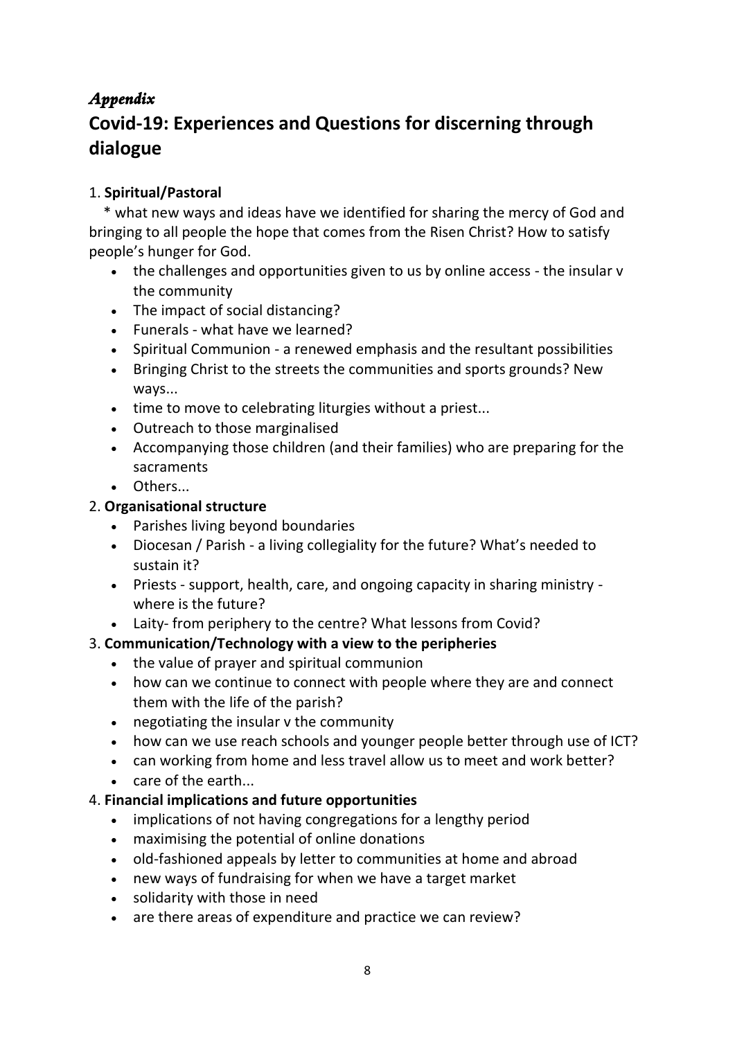*Appendix*

# Covid-19: Experiences and Questions for discerning through dialogue

1. **Spiritual/Pastoral**

   * what new ways and ideas have we identified for sharing the mercy of God and bringing to all people the hope that comes from the Risen Christ? How to satisfy people's hunger for God.

   - the challenges and opportunities given to us by online access - the insular v the community
   - The impact of social distancing?
   - Funerals - what have we learned?
   - Spiritual Communion - a renewed emphasis and the resultant possibilities
   - Bringing Christ to the streets the communities and sports grounds? New ways...
   - time to move to celebrating liturgies without a priest...
   - Outreach to those marginalised
   - Accompanying those children (and their families) who are preparing for the sacraments
   - Others...

2. **Organisational structure**
   - Parishes living beyond boundaries
   - Diocesan / Parish - a living collegiality for the future? What's needed to sustain it?
   - Priests - support, health, care, and ongoing capacity in sharing ministry - where is the future?
   - Laity- from periphery to the centre? What lessons from Covid?

3. **Communication/Technology with a view to the peripheries**
   - the value of prayer and spiritual communion
   - how can we continue to connect with people where they are and connect them with the life of the parish?
   - negotiating the insular v the community
   - how can we use reach schools and younger people better through use of ICT?
   - can working from home and less travel allow us to meet and work better?
   - care of the earth...

4. **Financial implications and future opportunities**
   - implications of not having congregations for a lengthy period
   - maximising the potential of online donations
   - old-fashioned appeals by letter to communities at home and abroad
   - new ways of fundraising for when we have a target market
   - solidarity with those in need
   - are there areas of expenditure and practice we can review?